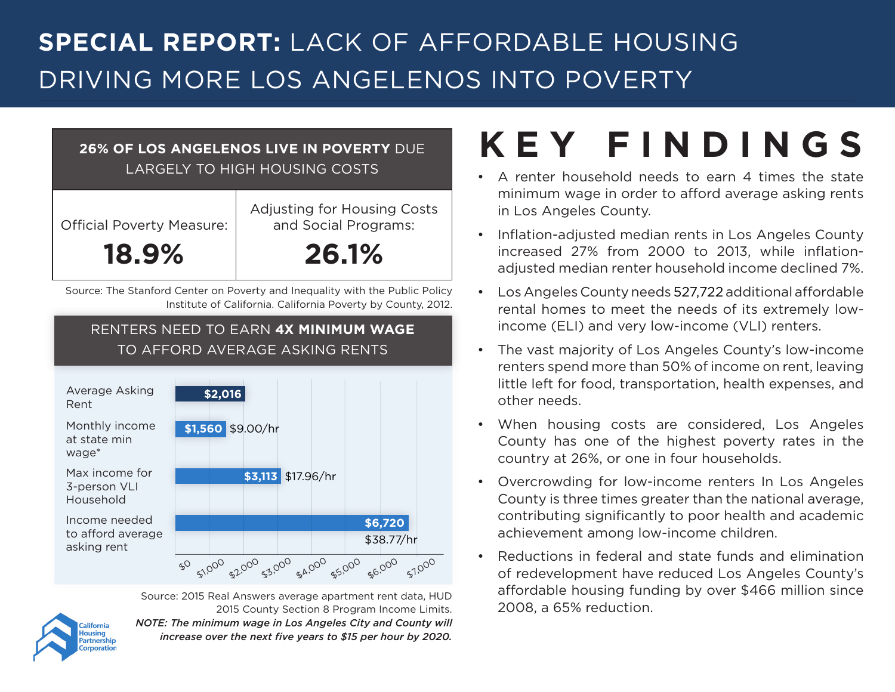# SPECIAL REPORT: LACK OF AFFORDABLE HOUSING DRIVING MORE LOS ANGELENOS INTO POVERTY

## 26% OF LOS ANGELENOS LIVE IN POVERTY DUE LARGELY TO HIGH HOUSING COSTS

| Official Poverty Measure: | Adjusting for Housing Costs and Social Programs: |
|---|---|
| **18.9%** | **26.1%** |

Source: The Stanford Center on Poverty and Inequality with the Public Policy Institute of California. California Poverty by County, 2012.

## RENTERS NEED TO EARN 4X MINIMUM WAGE TO AFFORD AVERAGE ASKING RENTS

| | Monthly | Hourly |
|---|---|---|
| Average Asking Rent | $2,016 | |
| Monthly income at state min wage* | $1,560 | $9.00/hr |
| Max income for 3-person VLI Household | $3,113 | $17.96/hr |
| Income needed to afford average asking rent | $6,720 | $38.77/hr |

Source: 2015 Real Answers average apartment rent data, HUD 2015 County Section 8 Program Income Limits.

*NOTE: The minimum wage in Los Angeles City and County will increase over the next five years to $15 per hour by 2020.*

California Housing Partnership Corporation

# KEY FINDINGS

- A renter household needs to earn 4 times the state minimum wage in order to afford average asking rents in Los Angeles County.
- Inflation-adjusted median rents in Los Angeles County increased 27% from 2000 to 2013, while inflation-adjusted median renter household income declined 7%.
- Los Angeles County needs 527,722 additional affordable rental homes to meet the needs of its extremely low-income (ELI) and very low-income (VLI) renters.
- The vast majority of Los Angeles County's low-income renters spend more than 50% of income on rent, leaving little left for food, transportation, health expenses, and other needs.
- When housing costs are considered, Los Angeles County has one of the highest poverty rates in the country at 26%, or one in four households.
- Overcrowding for low-income renters In Los Angeles County is three times greater than the national average, contributing significantly to poor health and academic achievement among low-income children.
- Reductions in federal and state funds and elimination of redevelopment have reduced Los Angeles County's affordable housing funding by over $466 million since 2008, a 65% reduction.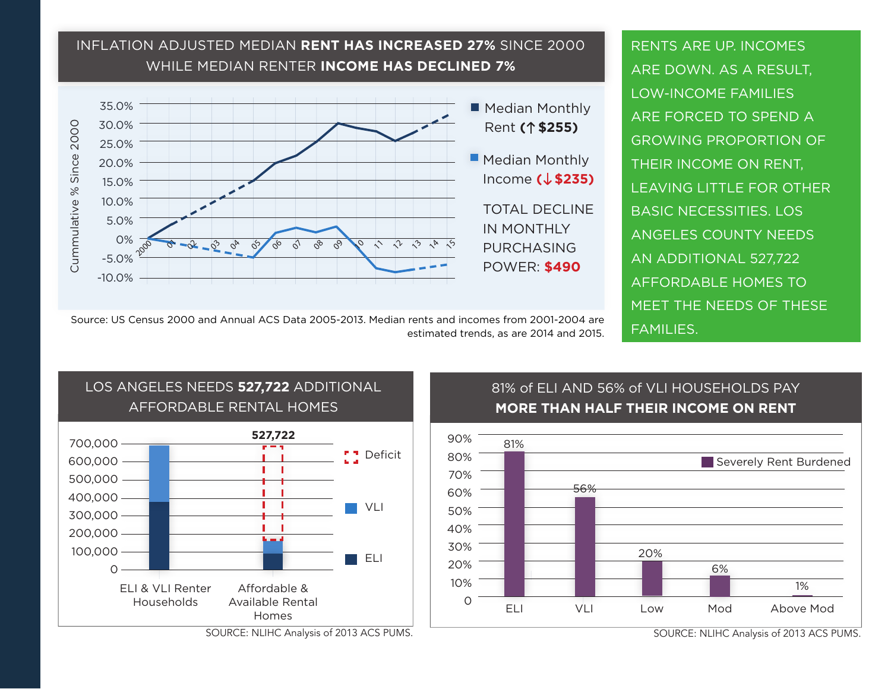## INFLATION ADJUSTED MEDIAN **RENT HAS INCREASED 27%** SINCE 2000 WHILE MEDIAN RENTER **INCOME HAS DECLINED 7%**

Cummulative % Since 2000

35.0%
30.0%
25.0%
20.0%
15.0%
10.0%
5.0%
0%
-5.0%
-10.0%

2000 01 02 03 04 05 06 07 08 09 10 11 12 13 14 15

- Median Monthly Rent (↑ **$255**)
- Median Monthly Income (↓ **$235**)

TOTAL DECLINE IN MONTHLY PURCHASING POWER: **$490**

Source: US Census 2000 and Annual ACS Data 2005-2013. Median rents and incomes from 2001-2004 are estimated trends, as are 2014 and 2015.

RENTS ARE UP. INCOMES ARE DOWN. AS A RESULT, LOW-INCOME FAMILIES ARE FORCED TO SPEND A GROWING PROPORTION OF THEIR INCOME ON RENT, LEAVING LITTLE FOR OTHER BASIC NECESSITIES. LOS ANGELES COUNTY NEEDS AN ADDITIONAL 527,722 AFFORDABLE HOMES TO MEET THE NEEDS OF THESE FAMILIES.

## LOS ANGELES NEEDS **527,722** ADDITIONAL AFFORDABLE RENTAL HOMES

700,000
600,000
500,000
400,000
300,000
200,000
100,000
0

**527,722**

ELI & VLI Renter Households | Affordable & Available Rental Homes

- Deficit
- VLI
- ELI

SOURCE: NLIHC Analysis of 2013 ACS PUMS.

## 81% of ELI AND 56% of VLI HOUSEHOLDS PAY **MORE THAN HALF THEIR INCOME ON RENT**

■ Severely Rent Burdened

| | ELI | VLI | Low | Mod | Above Mod |
|---|---|---|---|---|---|
| Severely Rent Burdened | 81% | 56% | 20% | 6% | 1% |

SOURCE: NLIHC Analysis of 2013 ACS PUMS.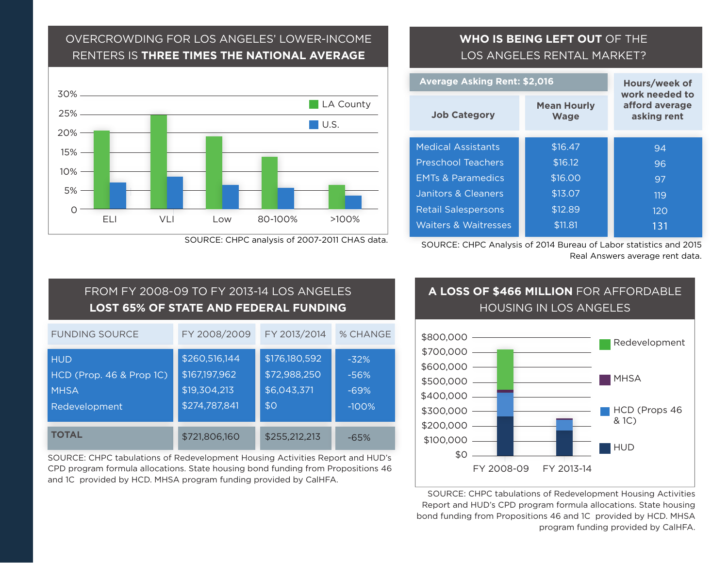## OVERCROWDING FOR LOS ANGELES' LOWER-INCOME RENTERS IS **THREE TIMES THE NATIONAL AVERAGE**

LA County
U.S.

30%
25%
20%
15%
10%
5%
0

ELI VLI Low 80-100% >100%

SOURCE: CHPC analysis of 2007-2011 CHAS data.

## **WHO IS BEING LEFT OUT** OF THE LOS ANGELES RENTAL MARKET?

**Average Asking Rent: $2,016**

| Job Category | Mean Hourly Wage | Hours/week of work needed to afford average asking rent |
|---|---|---|
| Medical Assistants | $16.47 | 94 |
| Preschool Teachers | $16.12 | 96 |
| EMTs & Paramedics | $16.00 | 97 |
| Janitors & Cleaners | $13.07 | 119 |
| Retail Salespersons | $12.89 | 120 |
| Waiters & Waitresses | $11.81 | 131 |

SOURCE: CHPC Analysis of 2014 Bureau of Labor statistics and 2015 Real Answers average rent data.

## FROM FY 2008-09 TO FY 2013-14 LOS ANGELES **LOST 65% OF STATE AND FEDERAL FUNDING**

| FUNDING SOURCE | FY 2008/2009 | FY 2013/2014 | % CHANGE |
|---|---|---|---|
| HUD | $260,516,144 | $176,180,592 | -32% |
| HCD (Prop. 46 & Prop 1C) | $167,197,962 | $72,988,250 | -56% |
| MHSA | $19,304,213 | $6,043,371 | -69% |
| Redevelopment | $274,787,841 | $0 | -100% |
| **TOTAL** | $721,806,160 | $255,212,213 | -65% |

SOURCE: CHPC tabulations of Redevelopment Housing Activities Report and HUD's CPD program formula allocations. State housing bond funding from Propositions 46 and 1C provided by HCD. MHSA program funding provided by CalHFA.

## **A LOSS OF $466 MILLION** FOR AFFORDABLE HOUSING IN LOS ANGELES

Redevelopment
MHSA
HCD (Props 46 & 1C)
HUD

$800,000
$700,000
$600,000
$500,000
$400,000
$300,000
$200,000
$100,000
$0

FY 2008-09 FY 2013-14

SOURCE: CHPC tabulations of Redevelopment Housing Activities Report and HUD's CPD program formula allocations. State housing bond funding from Propositions 46 and 1C provided by HCD. MHSA program funding provided by CalHFA.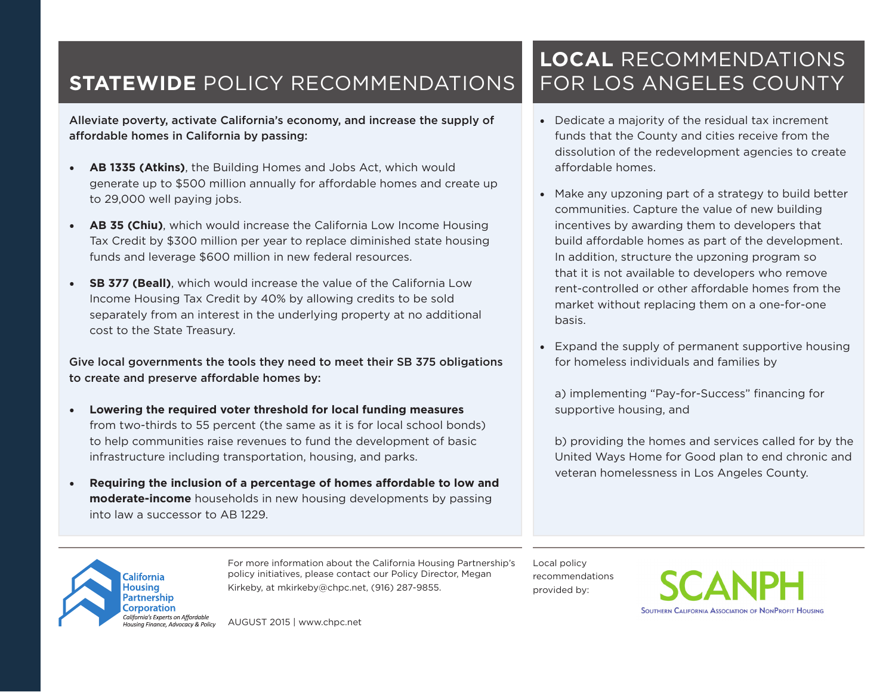## **STATEWIDE** POLICY RECOMMENDATIONS

**Alleviate poverty, activate California's economy, and increase the supply of affordable homes in California by passing:**

- **AB 1335 (Atkins)**, the Building Homes and Jobs Act, which would generate up to $500 million annually for affordable homes and create up to 29,000 well paying jobs.
- **AB 35 (Chiu)**, which would increase the California Low Income Housing Tax Credit by $300 million per year to replace diminished state housing funds and leverage $600 million in new federal resources.
- **SB 377 (Beall)**, which would increase the value of the California Low Income Housing Tax Credit by 40% by allowing credits to be sold separately from an interest in the underlying property at no additional cost to the State Treasury.

**Give local governments the tools they need to meet their SB 375 obligations to create and preserve affordable homes by:**

- **Lowering the required voter threshold for local funding measures** from two-thirds to 55 percent (the same as it is for local school bonds) to help communities raise revenues to fund the development of basic infrastructure including transportation, housing, and parks.
- **Requiring the inclusion of a percentage of homes affordable to low and moderate-income** households in new housing developments by passing into law a successor to AB 1229.

## **LOCAL** RECOMMENDATIONS FOR LOS ANGELES COUNTY

- Dedicate a majority of the residual tax increment funds that the County and cities receive from the dissolution of the redevelopment agencies to create affordable homes.
- Make any upzoning part of a strategy to build better communities. Capture the value of new building incentives by awarding them to developers that build affordable homes as part of the development. In addition, structure the upzoning program so that it is not available to developers who remove rent-controlled or other affordable homes from the market without replacing them on a one-for-one basis.
- Expand the supply of permanent supportive housing for homeless individuals and families by

  a) implementing "Pay-for-Success" financing for supportive housing, and

  b) providing the homes and services called for by the United Ways Home for Good plan to end chronic and veteran homelessness in Los Angeles County.

California Housing Partnership Corporation
*California's Experts on Affordable Housing Finance, Advocacy & Policy*

For more information about the California Housing Partnership's policy initiatives, please contact our Policy Director, Megan Kirkeby, at mkirkeby@chpc.net, (916) 287-9855.

AUGUST 2015 | www.chpc.net

Local policy recommendations provided by:

SCANPH
Southern California Association of NonProfit Housing